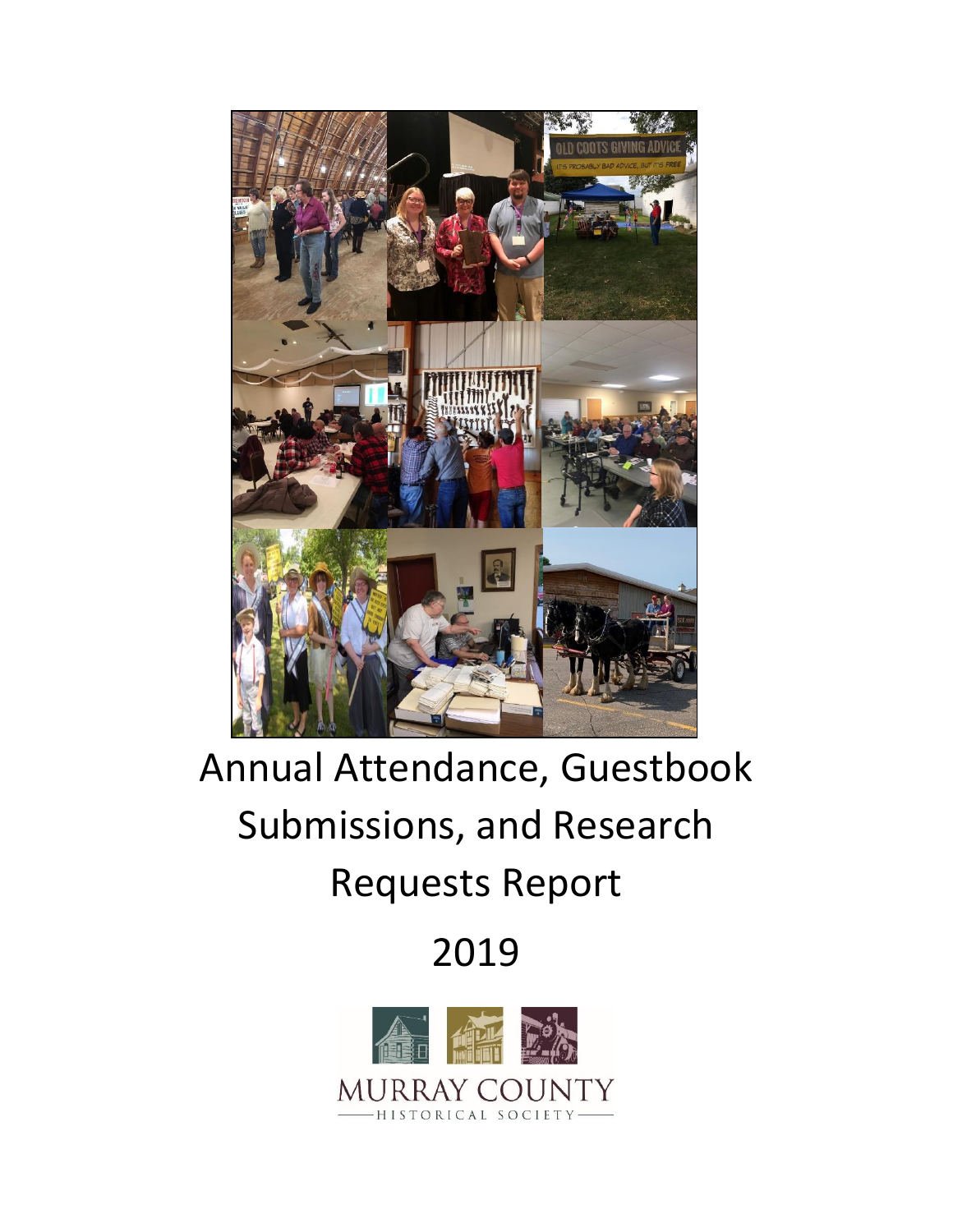# Annual Attendance, Guestbook Submissions, and Research Requests Report

# 2019

MURRAY COUNTY

HISTORICAL SOCIETY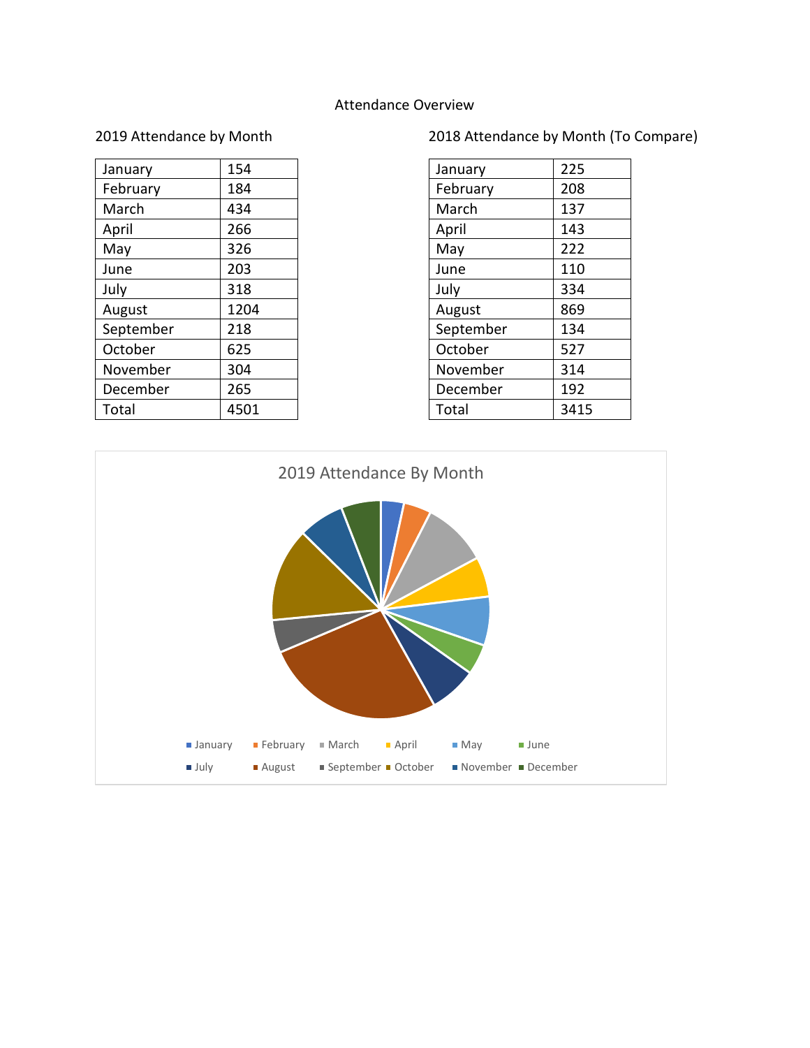# Attendance Overview

## 2019 Attendance by Month

| | |
|---|---|
| January | 154 |
| February | 184 |
| March | 434 |
| April | 266 |
| May | 326 |
| June | 203 |
| July | 318 |
| August | 1204 |
| September | 218 |
| October | 625 |
| November | 304 |
| December | 265 |
| Total | 4501 |

## 2018 Attendance by Month (To Compare)

| | |
|---|---|
| January | 225 |
| February | 208 |
| March | 137 |
| April | 143 |
| May | 222 |
| June | 110 |
| July | 334 |
| August | 869 |
| September | 134 |
| October | 527 |
| November | 314 |
| December | 192 |
| Total | 3415 |

2019 Attendance By Month

January
February
March
April
May
June
July
August
September
October
November
December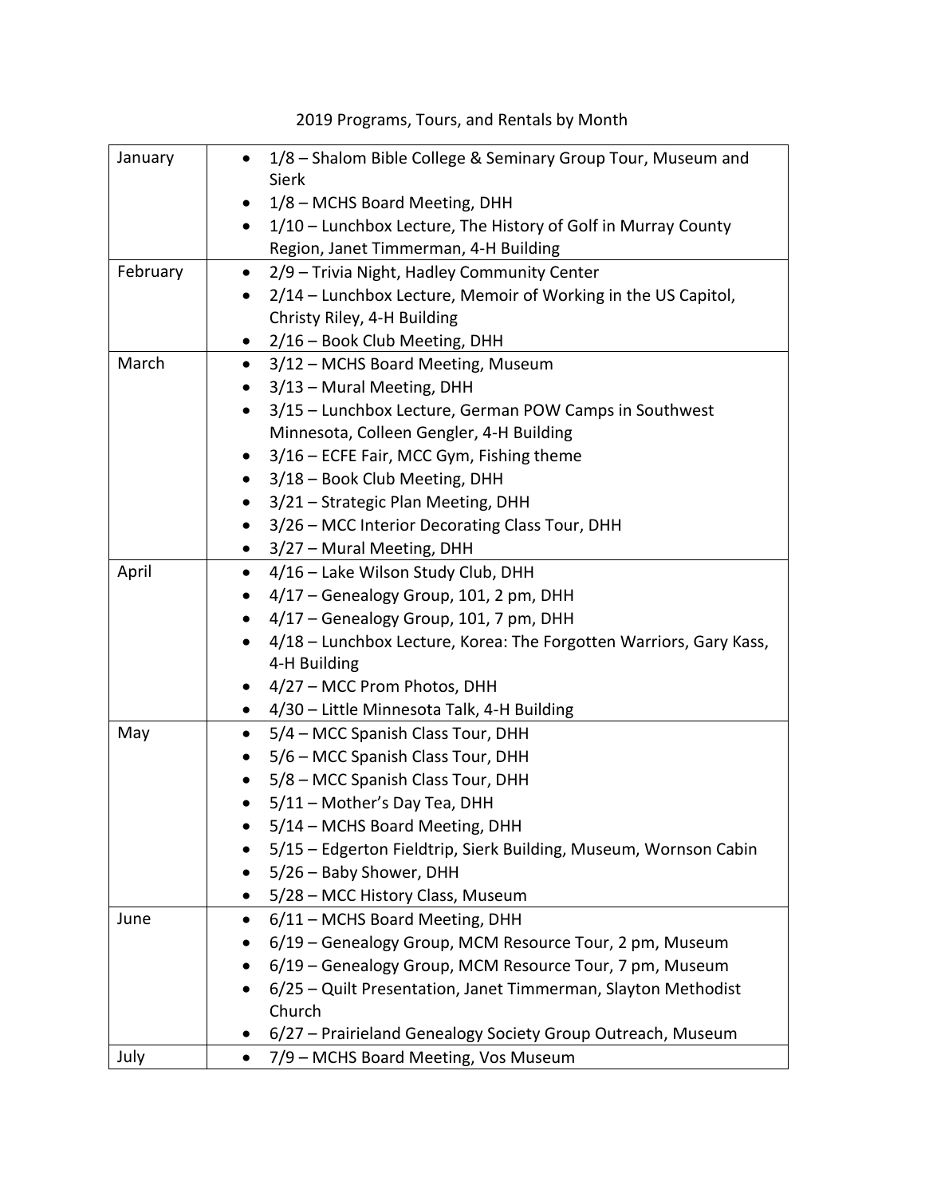2019 Programs, Tours, and Rentals by Month

| | |
|---|---|
| January | • 1/8 – Shalom Bible College & Seminary Group Tour, Museum and Sierk<br>• 1/8 – MCHS Board Meeting, DHH<br>• 1/10 – Lunchbox Lecture, The History of Golf in Murray County Region, Janet Timmerman, 4-H Building |
| February | • 2/9 – Trivia Night, Hadley Community Center<br>• 2/14 – Lunchbox Lecture, Memoir of Working in the US Capitol, Christy Riley, 4-H Building<br>• 2/16 – Book Club Meeting, DHH |
| March | • 3/12 – MCHS Board Meeting, Museum<br>• 3/13 – Mural Meeting, DHH<br>• 3/15 – Lunchbox Lecture, German POW Camps in Southwest Minnesota, Colleen Gengler, 4-H Building<br>• 3/16 – ECFE Fair, MCC Gym, Fishing theme<br>• 3/18 – Book Club Meeting, DHH<br>• 3/21 – Strategic Plan Meeting, DHH<br>• 3/26 – MCC Interior Decorating Class Tour, DHH<br>• 3/27 – Mural Meeting, DHH |
| April | • 4/16 – Lake Wilson Study Club, DHH<br>• 4/17 – Genealogy Group, 101, 2 pm, DHH<br>• 4/17 – Genealogy Group, 101, 7 pm, DHH<br>• 4/18 – Lunchbox Lecture, Korea: The Forgotten Warriors, Gary Kass, 4-H Building<br>• 4/27 – MCC Prom Photos, DHH<br>• 4/30 – Little Minnesota Talk, 4-H Building |
| May | • 5/4 – MCC Spanish Class Tour, DHH<br>• 5/6 – MCC Spanish Class Tour, DHH<br>• 5/8 – MCC Spanish Class Tour, DHH<br>• 5/11 – Mother's Day Tea, DHH<br>• 5/14 – MCHS Board Meeting, DHH<br>• 5/15 – Edgerton Fieldtrip, Sierk Building, Museum, Wornson Cabin<br>• 5/26 – Baby Shower, DHH<br>• 5/28 – MCC History Class, Museum |
| June | • 6/11 – MCHS Board Meeting, DHH<br>• 6/19 – Genealogy Group, MCM Resource Tour, 2 pm, Museum<br>• 6/19 – Genealogy Group, MCM Resource Tour, 7 pm, Museum<br>• 6/25 – Quilt Presentation, Janet Timmerman, Slayton Methodist Church<br>• 6/27 – Prairieland Genealogy Society Group Outreach, Museum |
| July | • 7/9 – MCHS Board Meeting, Vos Museum |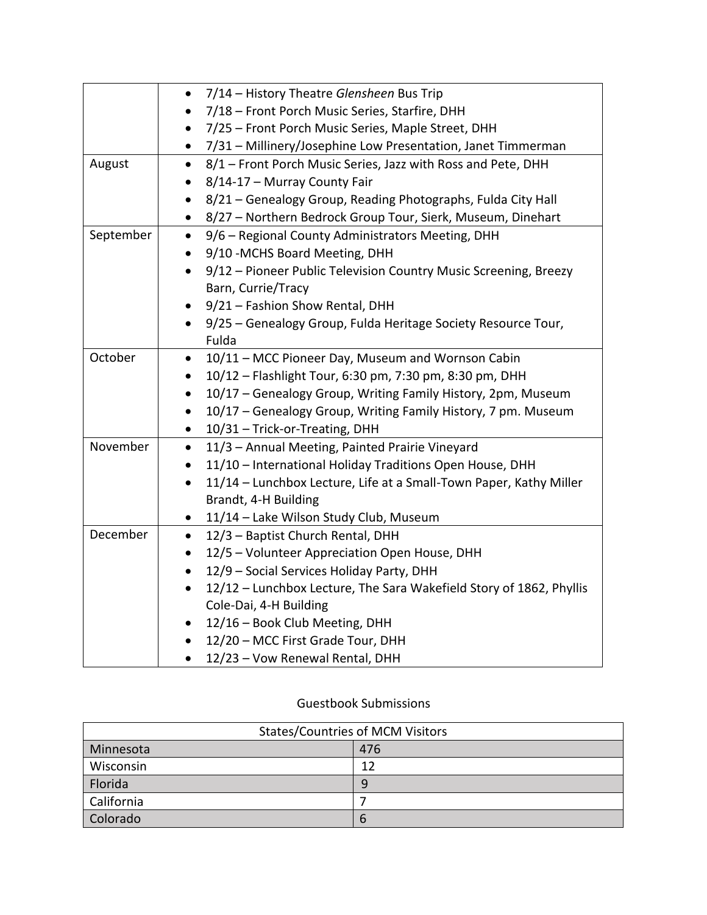| | |
|---|---|
| | • 7/14 – History Theatre *Glensheen* Bus Trip<br>• 7/18 – Front Porch Music Series, Starfire, DHH<br>• 7/25 – Front Porch Music Series, Maple Street, DHH<br>• 7/31 – Millinery/Josephine Low Presentation, Janet Timmerman |
| August | • 8/1 – Front Porch Music Series, Jazz with Ross and Pete, DHH<br>• 8/14-17 – Murray County Fair<br>• 8/21 – Genealogy Group, Reading Photographs, Fulda City Hall<br>• 8/27 – Northern Bedrock Group Tour, Sierk, Museum, Dinehart |
| September | • 9/6 – Regional County Administrators Meeting, DHH<br>• 9/10 -MCHS Board Meeting, DHH<br>• 9/12 – Pioneer Public Television Country Music Screening, Breezy Barn, Currie/Tracy<br>• 9/21 – Fashion Show Rental, DHH<br>• 9/25 – Genealogy Group, Fulda Heritage Society Resource Tour, Fulda |
| October | • 10/11 – MCC Pioneer Day, Museum and Wornson Cabin<br>• 10/12 – Flashlight Tour, 6:30 pm, 7:30 pm, 8:30 pm, DHH<br>• 10/17 – Genealogy Group, Writing Family History, 2pm, Museum<br>• 10/17 – Genealogy Group, Writing Family History, 7 pm. Museum<br>• 10/31 – Trick-or-Treating, DHH |
| November | • 11/3 – Annual Meeting, Painted Prairie Vineyard<br>• 11/10 – International Holiday Traditions Open House, DHH<br>• 11/14 – Lunchbox Lecture, Life at a Small-Town Paper, Kathy Miller Brandt, 4-H Building<br>• 11/14 – Lake Wilson Study Club, Museum |
| December | • 12/3 – Baptist Church Rental, DHH<br>• 12/5 – Volunteer Appreciation Open House, DHH<br>• 12/9 – Social Services Holiday Party, DHH<br>• 12/12 – Lunchbox Lecture, The Sara Wakefield Story of 1862, Phyllis Cole-Dai, 4-H Building<br>• 12/16 – Book Club Meeting, DHH<br>• 12/20 – MCC First Grade Tour, DHH<br>• 12/23 – Vow Renewal Rental, DHH |

Guestbook Submissions

| States/Countries of MCM Visitors | |
|---|---|
| Minnesota | 476 |
| Wisconsin | 12 |
| Florida | 9 |
| California | 7 |
| Colorado | 6 |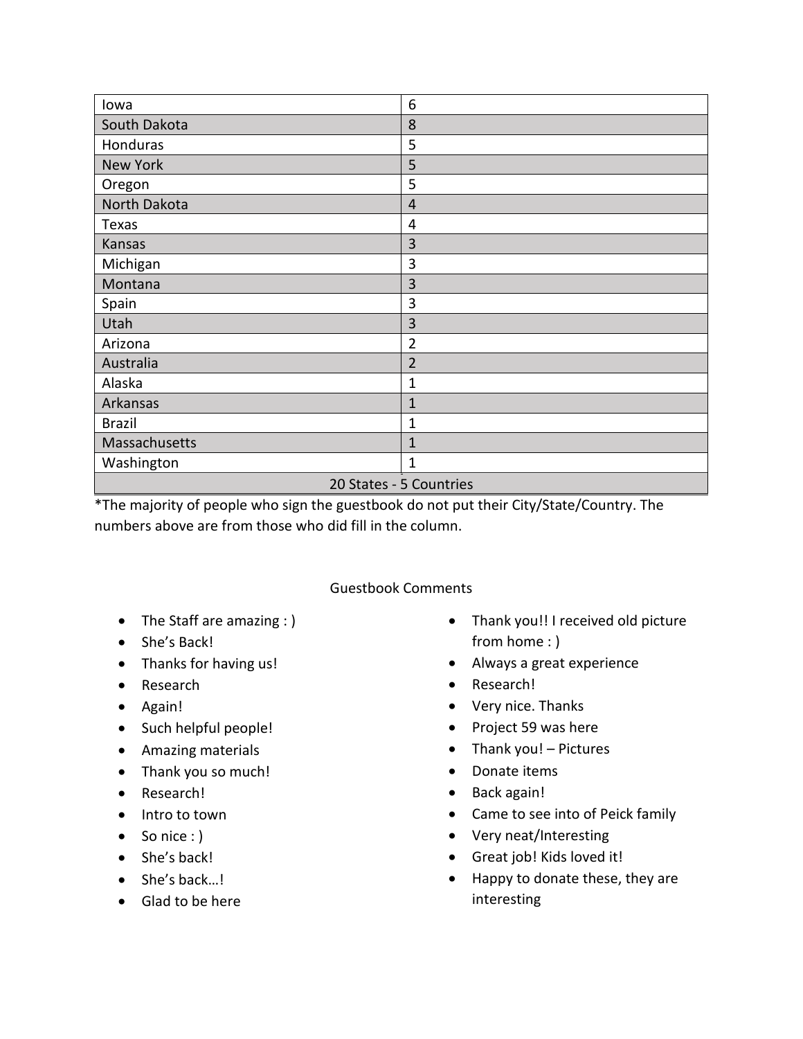| | |
|---|---|
| Iowa | 6 |
| South Dakota | 8 |
| Honduras | 5 |
| New York | 5 |
| Oregon | 5 |
| North Dakota | 4 |
| Texas | 4 |
| Kansas | 3 |
| Michigan | 3 |
| Montana | 3 |
| Spain | 3 |
| Utah | 3 |
| Arizona | 2 |
| Australia | 2 |
| Alaska | 1 |
| Arkansas | 1 |
| Brazil | 1 |
| Massachusetts | 1 |
| Washington | 1 |
| 20 States - 5 Countries | |

*The majority of people who sign the guestbook do not put their City/State/Country. The numbers above are from those who did fill in the column.

Guestbook Comments

- The Staff are amazing : )
- She's Back!
- Thanks for having us!
- Research
- Again!
- Such helpful people!
- Amazing materials
- Thank you so much!
- Research!
- Intro to town
- So nice : )
- She's back!
- She's back…!
- Glad to be here
- Thank you!! I received old picture from home : )
- Always a great experience
- Research!
- Very nice. Thanks
- Project 59 was here
- Thank you! – Pictures
- Donate items
- Back again!
- Came to see into of Peick family
- Very neat/Interesting
- Great job! Kids loved it!
- Happy to donate these, they are interesting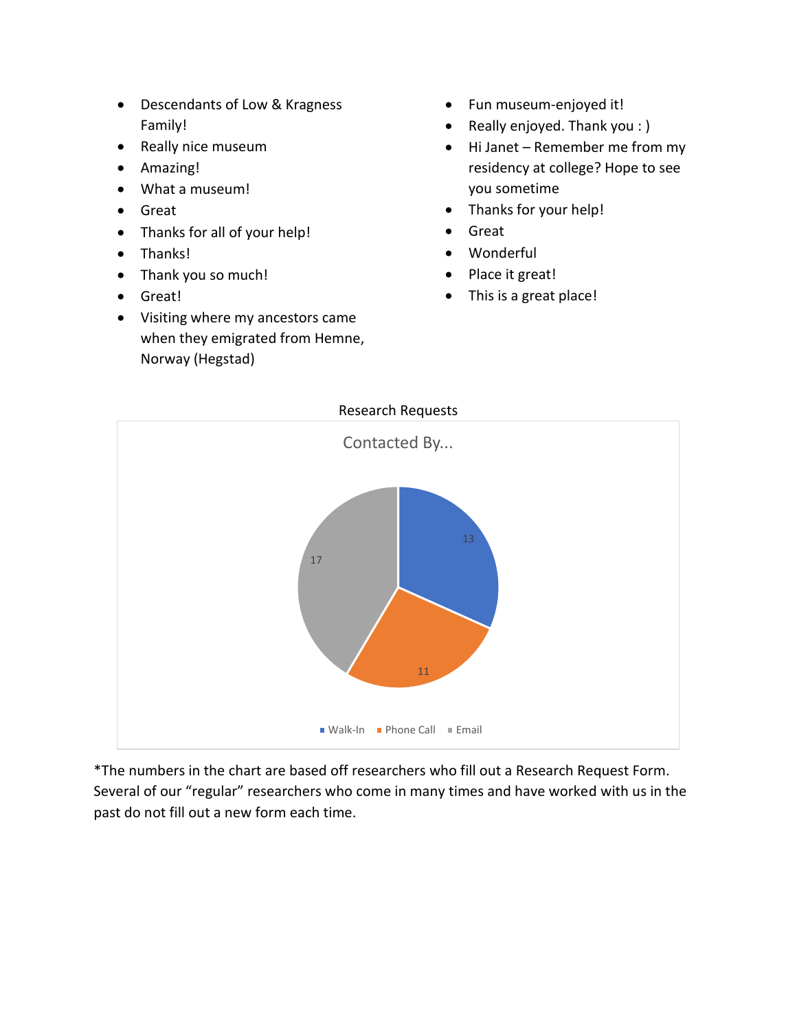- Descendants of Low & Kragness Family!
- Really nice museum
- Amazing!
- What a museum!
- Great
- Thanks for all of your help!
- Thanks!
- Thank you so much!
- Great!
- Visiting where my ancestors came when they emigrated from Hemne, Norway (Hegstad)
- Fun museum-enjoyed it!
- Really enjoyed. Thank you : )
- Hi Janet – Remember me from my residency at college? Hope to see you sometime
- Thanks for your help!
- Great
- Wonderful
- Place it great!
- This is a great place!

Research Requests

Contacted By...

13

11

17

Walk-In

Phone Call

Email

*The numbers in the chart are based off researchers who fill out a Research Request Form. Several of our "regular" researchers who come in many times and have worked with us in the past do not fill out a new form each time.